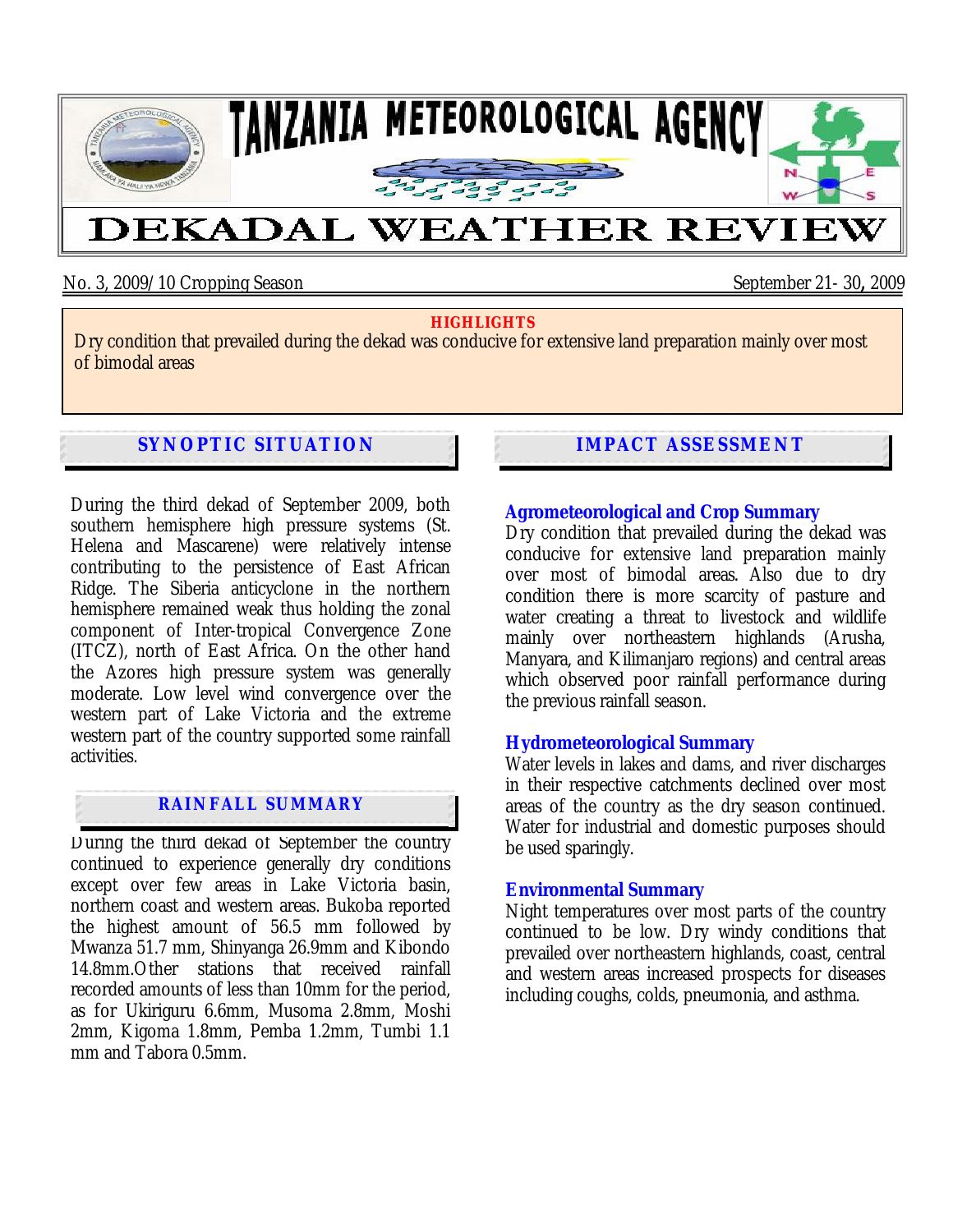# TANZANIA METEOROLOGICAL AGENCY

# DEKADAL WEATHER REVIEW

No. 3, 2009/10 Cropping Season — September 21- 30, 2009

**HIGHLIGHTS**

Dry condition that prevailed during the dekad was conducive for extensive land preparation mainly over most of bimodal areas

## SYNOPTIC SITUATION

During the third dekad of September 2009, both southern hemisphere high pressure systems (St. Helena and Mascarene) were relatively intense contributing to the persistence of East African Ridge. The Siberia anticyclone in the northern hemisphere remained weak thus holding the zonal component of Inter-tropical Convergence Zone (ITCZ), north of East Africa. On the other hand the Azores high pressure system was generally moderate. Low level wind convergence over the western part of Lake Victoria and the extreme western part of the country supported some rainfall activities.

## RAINFALL SUMMARY

During the third dekad of September the country continued to experience generally dry conditions except over few areas in Lake Victoria basin, northern coast and western areas. Bukoba reported the highest amount of 56.5 mm followed by Mwanza 51.7 mm, Shinyanga 26.9mm and Kibondo 14.8mm.Other stations that received rainfall recorded amounts of less than 10mm for the period, as for Ukiriguru 6.6mm, Musoma 2.8mm, Moshi 2mm, Kigoma 1.8mm, Pemba 1.2mm, Tumbi 1.1 mm and Tabora 0.5mm.

## IMPACT ASSESSMENT

### Agrometeorological and Crop Summary

Dry condition that prevailed during the dekad was conducive for extensive land preparation mainly over most of bimodal areas. Also due to dry condition there is more scarcity of pasture and water creating a threat to livestock and wildlife mainly over northeastern highlands (Arusha, Manyara, and Kilimanjaro regions) and central areas which observed poor rainfall performance during the previous rainfall season.

### Hydrometeorological Summary

Water levels in lakes and dams, and river discharges in their respective catchments declined over most areas of the country as the dry season continued. Water for industrial and domestic purposes should be used sparingly.

### Environmental Summary

Night temperatures over most parts of the country continued to be low. Dry windy conditions that prevailed over northeastern highlands, coast, central and western areas increased prospects for diseases including coughs, colds, pneumonia, and asthma.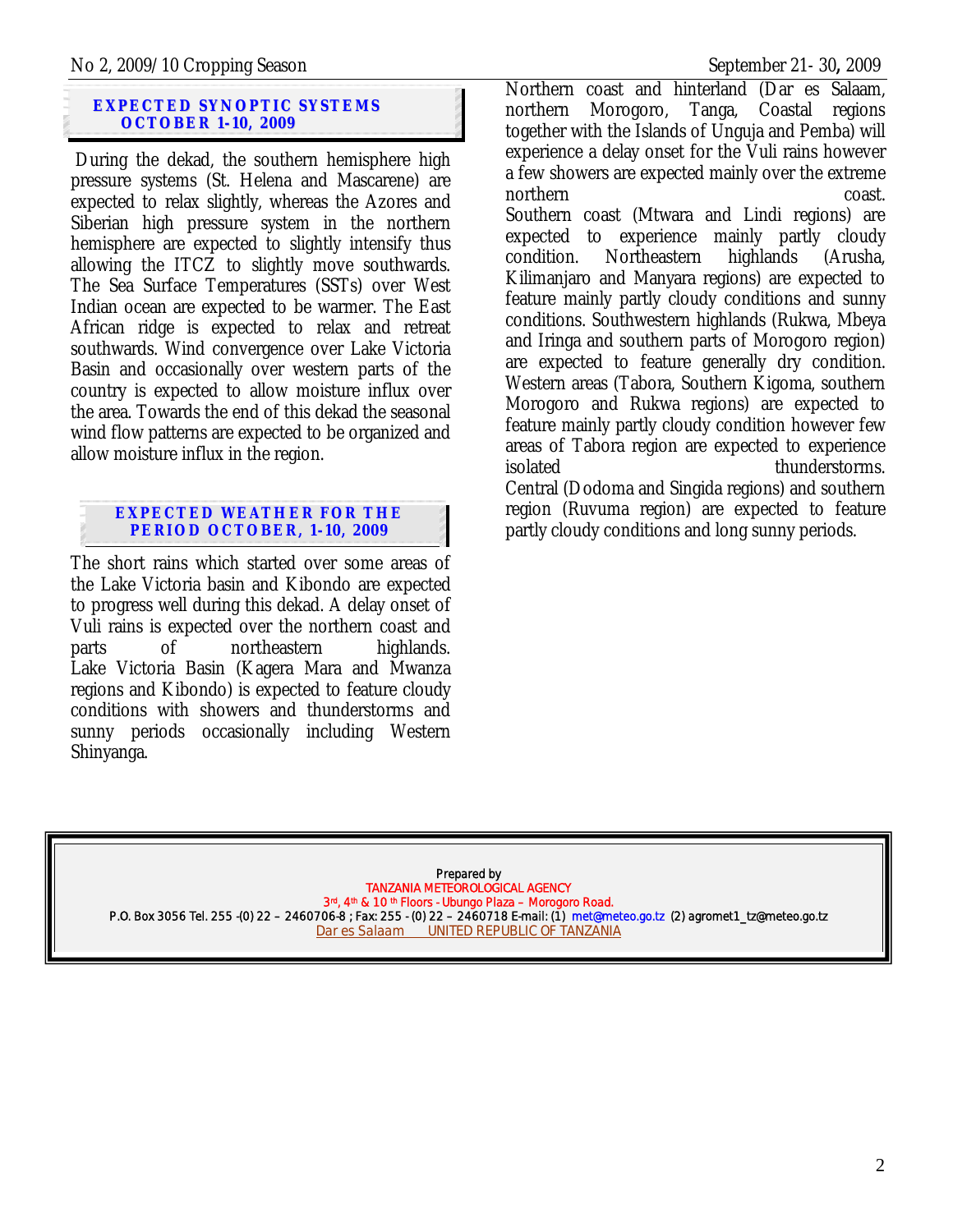## EXPECTED SYNOPTIC SYSTEMS OCTOBER 1-10, 2009

During the dekad, the southern hemisphere high pressure systems (St. Helena and Mascarene) are expected to relax slightly, whereas the Azores and Siberian high pressure system in the northern hemisphere are expected to slightly intensify thus allowing the ITCZ to slightly move southwards. The Sea Surface Temperatures (SSTs) over West Indian ocean are expected to be warmer. The East African ridge is expected to relax and retreat southwards. Wind convergence over Lake Victoria Basin and occasionally over western parts of the country is expected to allow moisture influx over the area. Towards the end of this dekad the seasonal wind flow patterns are expected to be organized and allow moisture influx in the region.

## EXPECTED WEATHER FOR THE PERIOD OCTOBER, 1-10, 2009

The short rains which started over some areas of the Lake Victoria basin and Kibondo are expected to progress well during this dekad. A delay onset of Vuli rains is expected over the northern coast and parts of northeastern highlands. Lake Victoria Basin (Kagera Mara and Mwanza regions and Kibondo) is expected to feature cloudy conditions with showers and thunderstorms and sunny periods occasionally including Western Shinyanga.

Northern coast and hinterland (Dar es Salaam, northern Morogoro, Tanga, Coastal regions together with the Islands of Unguja and Pemba) will experience a delay onset for the Vuli rains however a few showers are expected mainly over the extreme northern coast. Southern coast (Mtwara and Lindi regions) are expected to experience mainly partly cloudy condition. Northeastern highlands (Arusha, Kilimanjaro and Manyara regions) are expected to feature mainly partly cloudy conditions and sunny conditions. Southwestern highlands (Rukwa, Mbeya and Iringa and southern parts of Morogoro region) are expected to feature generally dry condition. Western areas (Tabora, Southern Kigoma, southern Morogoro and Rukwa regions) are expected to feature mainly partly cloudy condition however few areas of Tabora region are expected to experience isolated thunderstorms. Central (Dodoma and Singida regions) and southern region (Ruvuma region) are expected to feature partly cloudy conditions and long sunny periods.

Prepared by
TANZANIA METEOROLOGICAL AGENCY
3rd, 4th & 10th Floors - Ubungo Plaza – Morogoro Road.
P.O. Box 3056 Tel. 255 -(0) 22 – 2460706-8 ; Fax: 255 - (0) 22 – 2460718 E-mail: (1) met@meteo.go.tz (2) agromet1_tz@meteo.go.tz
Dar es Salaam UNITED REPUBLIC OF TANZANIA